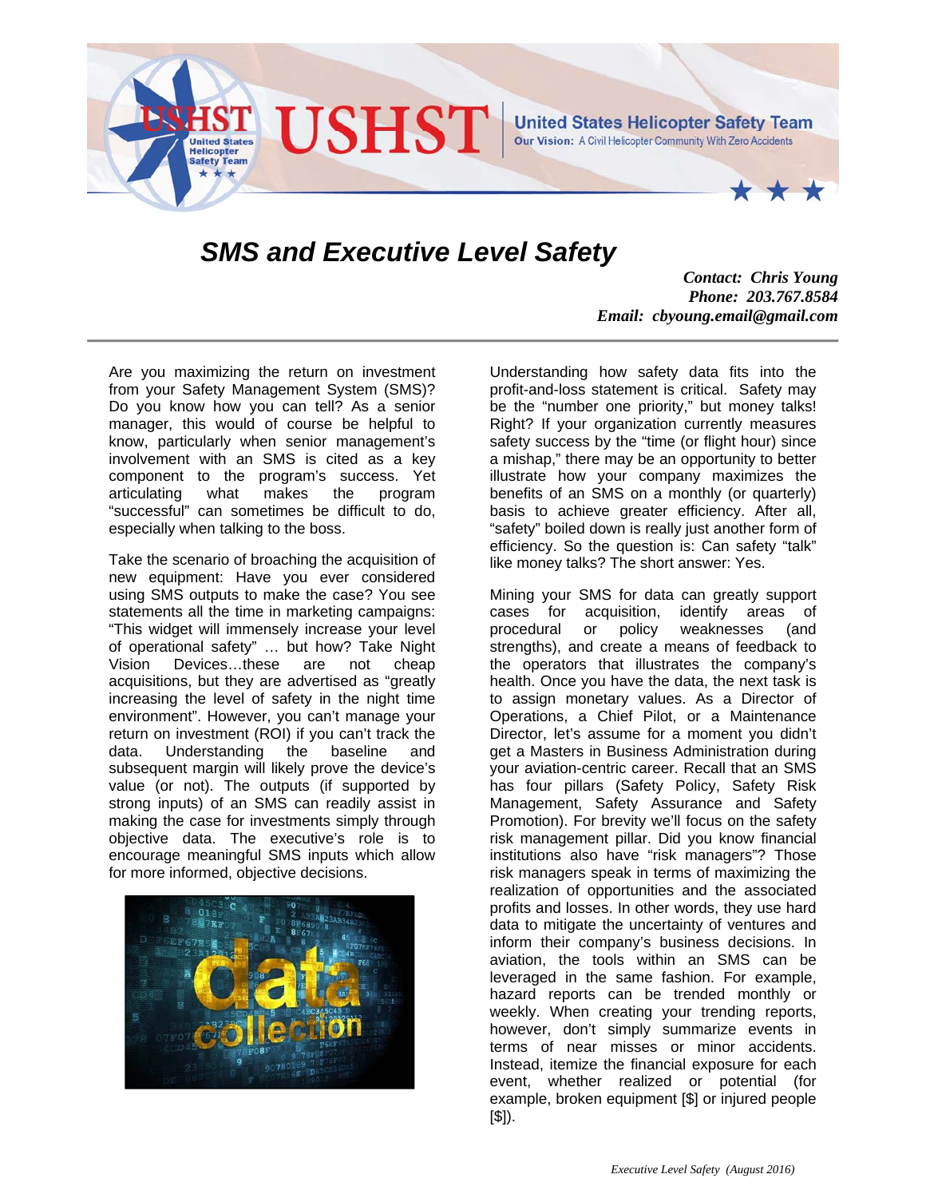# SMS and Executive Level Safety

***Contact: Chris Young***
***Phone: 203.767.8584***
***Email: cbyoung.email@gmail.com***

Are you maximizing the return on investment from your Safety Management System (SMS)? Do you know how you can tell? As a senior manager, this would of course be helpful to know, particularly when senior management's involvement with an SMS is cited as a key component to the program's success. Yet articulating what makes the program "successful" can sometimes be difficult to do, especially when talking to the boss.

Take the scenario of broaching the acquisition of new equipment: Have you ever considered using SMS outputs to make the case? You see statements all the time in marketing campaigns: "This widget will immensely increase your level of operational safety" … but how? Take Night Vision Devices…these are not cheap acquisitions, but they are advertised as "greatly increasing the level of safety in the night time environment". However, you can't manage your return on investment (ROI) if you can't track the data. Understanding the baseline and subsequent margin will likely prove the device's value (or not). The outputs (if supported by strong inputs) of an SMS can readily assist in making the case for investments simply through objective data. The executive's role is to encourage meaningful SMS inputs which allow for more informed, objective decisions.

Understanding how safety data fits into the profit-and-loss statement is critical. Safety may be the "number one priority," but money talks! Right? If your organization currently measures safety success by the "time (or flight hour) since a mishap," there may be an opportunity to better illustrate how your company maximizes the benefits of an SMS on a monthly (or quarterly) basis to achieve greater efficiency. After all, "safety" boiled down is really just another form of efficiency. So the question is: Can safety "talk" like money talks? The short answer: Yes.

Mining your SMS for data can greatly support cases for acquisition, identify areas of procedural or policy weaknesses (and strengths), and create a means of feedback to the operators that illustrates the company's health. Once you have the data, the next task is to assign monetary values. As a Director of Operations, a Chief Pilot, or a Maintenance Director, let's assume for a moment you didn't get a Masters in Business Administration during your aviation-centric career. Recall that an SMS has four pillars (Safety Policy, Safety Risk Management, Safety Assurance and Safety Promotion). For brevity we'll focus on the safety risk management pillar. Did you know financial institutions also have "risk managers"? Those risk managers speak in terms of maximizing the realization of opportunities and the associated profits and losses. In other words, they use hard data to mitigate the uncertainty of ventures and inform their company's business decisions. In aviation, the tools within an SMS can be leveraged in the same fashion. For example, hazard reports can be trended monthly or weekly. When creating your trending reports, however, don't simply summarize events in terms of near misses or minor accidents. Instead, itemize the financial exposure for each event, whether realized or potential (for example, broken equipment [$] or injured people [$]).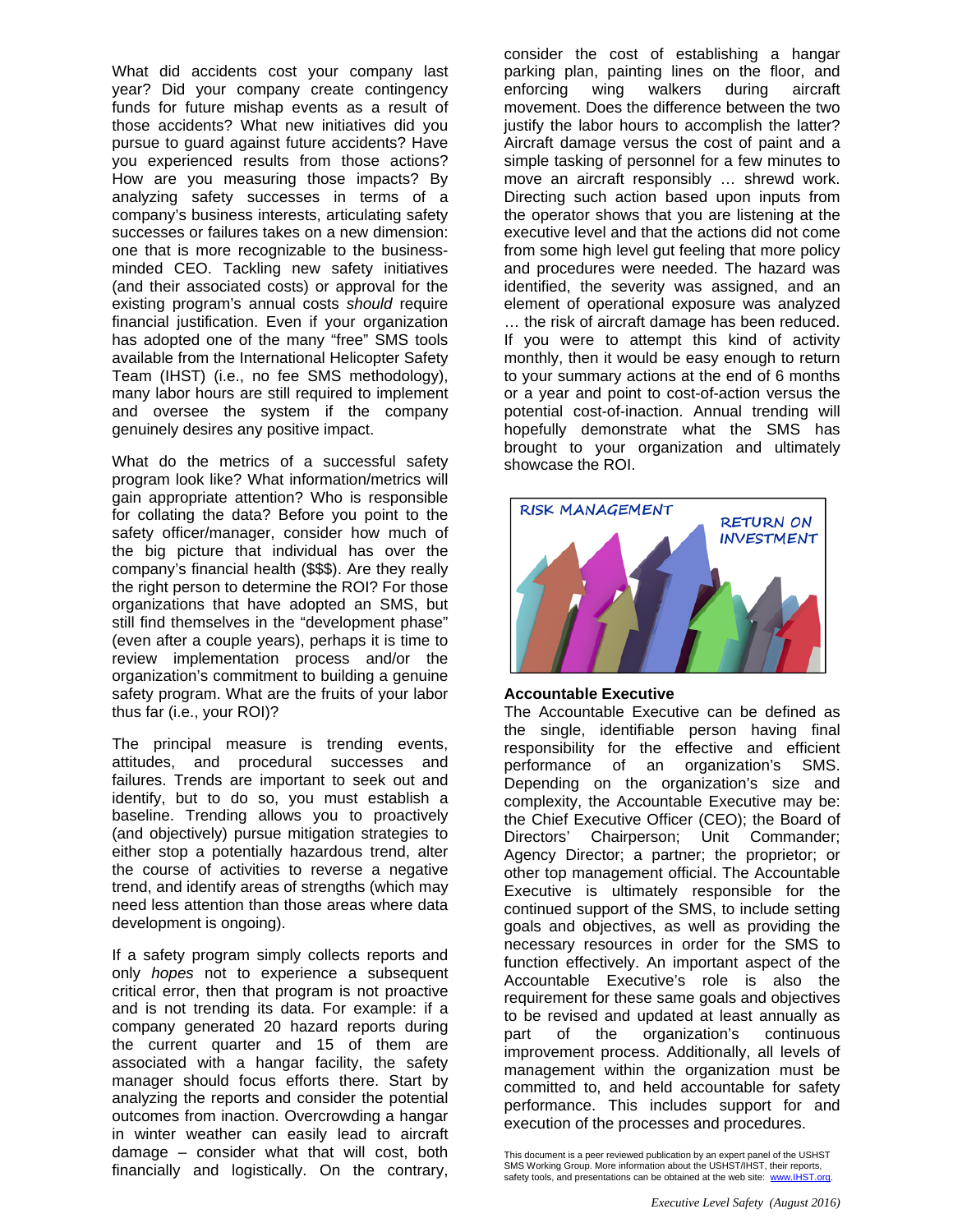What did accidents cost your company last year? Did your company create contingency funds for future mishap events as a result of those accidents? What new initiatives did you pursue to guard against future accidents? Have you experienced results from those actions? How are you measuring those impacts? By analyzing safety successes in terms of a company's business interests, articulating safety successes or failures takes on a new dimension: one that is more recognizable to the business-minded CEO. Tackling new safety initiatives (and their associated costs) or approval for the existing program's annual costs *should* require financial justification. Even if your organization has adopted one of the many "free" SMS tools available from the International Helicopter Safety Team (IHST) (i.e., no fee SMS methodology), many labor hours are still required to implement and oversee the system if the company genuinely desires any positive impact.

What do the metrics of a successful safety program look like? What information/metrics will gain appropriate attention? Who is responsible for collating the data? Before you point to the safety officer/manager, consider how much of the big picture that individual has over the company's financial health ($$$). Are they really the right person to determine the ROI? For those organizations that have adopted an SMS, but still find themselves in the "development phase" (even after a couple years), perhaps it is time to review implementation process and/or the organization's commitment to building a genuine safety program. What are the fruits of your labor thus far (i.e., your ROI)?

The principal measure is trending events, attitudes, and procedural successes and failures. Trends are important to seek out and identify, but to do so, you must establish a baseline. Trending allows you to proactively (and objectively) pursue mitigation strategies to either stop a potentially hazardous trend, alter the course of activities to reverse a negative trend, and identify areas of strengths (which may need less attention than those areas where data development is ongoing).

If a safety program simply collects reports and only *hopes* not to experience a subsequent critical error, then that program is not proactive and is not trending its data. For example: if a company generated 20 hazard reports during the current quarter and 15 of them are associated with a hangar facility, the safety manager should focus efforts there. Start by analyzing the reports and consider the potential outcomes from inaction. Overcrowding a hangar in winter weather can easily lead to aircraft damage – consider what that will cost, both financially and logistically. On the contrary, consider the cost of establishing a hangar parking plan, painting lines on the floor, and enforcing wing walkers during aircraft movement. Does the difference between the two justify the labor hours to accomplish the latter? Aircraft damage versus the cost of paint and a simple tasking of personnel for a few minutes to move an aircraft responsibly … shrewd work. Directing such action based upon inputs from the operator shows that you are listening at the executive level and that the actions did not come from some high level gut feeling that more policy and procedures were needed. The hazard was identified, the severity was assigned, and an element of operational exposure was analyzed … the risk of aircraft damage has been reduced. If you were to attempt this kind of activity monthly, then it would be easy enough to return to your summary actions at the end of 6 months or a year and point to cost-of-action versus the potential cost-of-inaction. Annual trending will hopefully demonstrate what the SMS has brought to your organization and ultimately showcase the ROI.

RISK MANAGEMENT

RETURN ON INVESTMENT

**Accountable Executive**

The Accountable Executive can be defined as the single, identifiable person having final responsibility for the effective and efficient performance of an organization's SMS. Depending on the organization's size and complexity, the Accountable Executive may be: the Chief Executive Officer (CEO); the Board of Directors' Chairperson; Unit Commander; Agency Director; a partner; the proprietor; or other top management official. The Accountable Executive is ultimately responsible for the continued support of the SMS, to include setting goals and objectives, as well as providing the necessary resources in order for the SMS to function effectively. An important aspect of the Accountable Executive's role is also the requirement for these same goals and objectives to be revised and updated at least annually as part of the organization's continuous improvement process. Additionally, all levels of management within the organization must be committed to, and held accountable for safety performance. This includes support for and execution of the processes and procedures.

This document is a peer reviewed publication by an expert panel of the USHST SMS Working Group. More information about the USHST/IHST, their reports, safety tools, and presentations can be obtained at the web site: www.IHST.org.